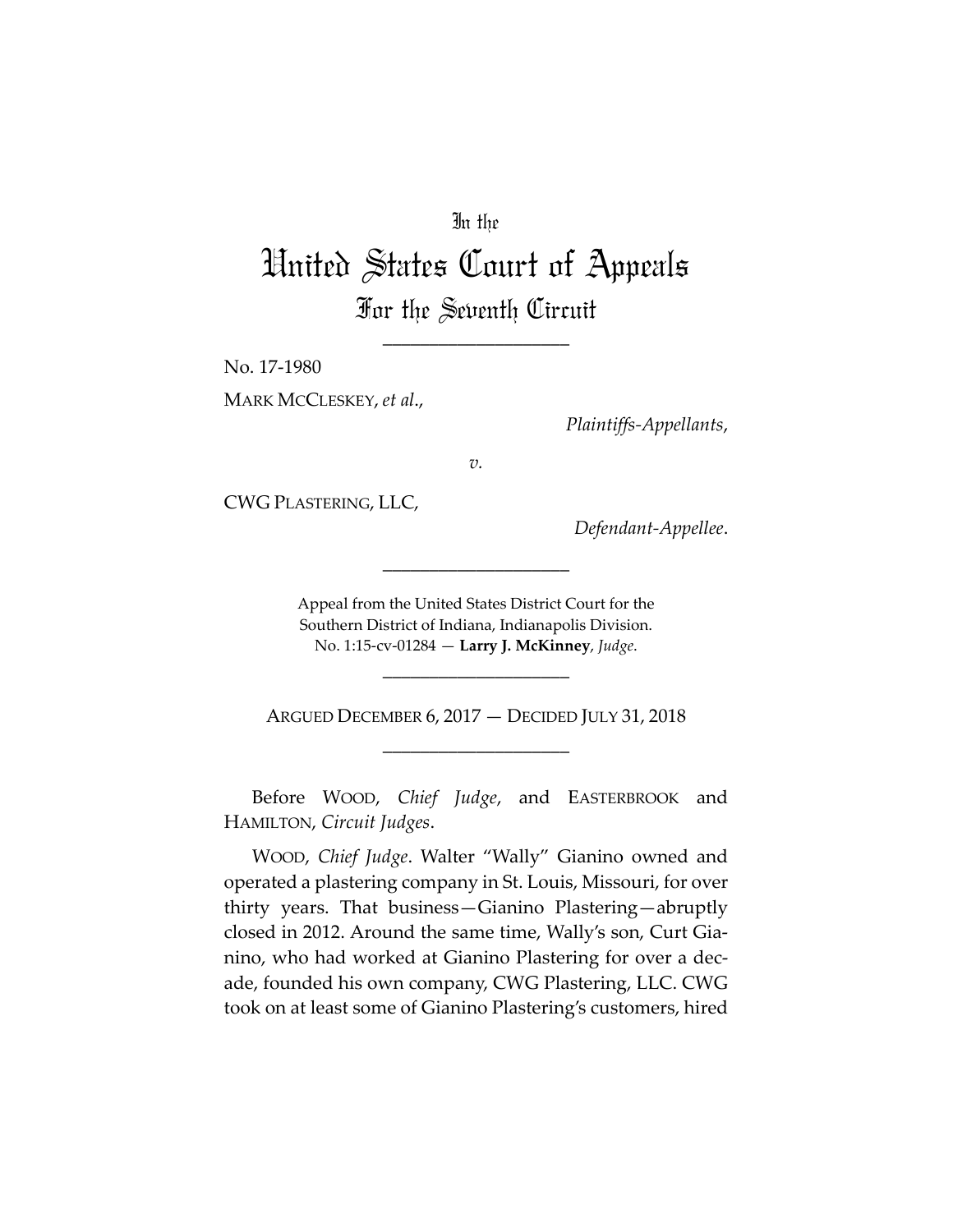In the

# United States Court of Appeals

## For the Seventh Circuit

\_\_\_\_\_\_\_\_\_\_\_\_\_\_\_\_\_\_\_\_

No. 17-1980

MARK MCCLESKEY, *et al.*,

*Plaintiffs-Appellants*,

*v.*

CWG PLASTERING, LLC,

*Defendant-Appellee*.

\_\_\_\_\_\_\_\_\_\_\_\_\_\_\_\_\_\_\_\_

Appeal from the United States District Court for the Southern District of Indiana, Indianapolis Division.
No. 1:15-cv-01284 — **Larry J. McKinney**, *Judge*.

\_\_\_\_\_\_\_\_\_\_\_\_\_\_\_\_\_\_\_\_

ARGUED DECEMBER 6, 2017 — DECIDED JULY 31, 2018

\_\_\_\_\_\_\_\_\_\_\_\_\_\_\_\_\_\_\_\_

Before WOOD, *Chief Judge*, and EASTERBROOK and HAMILTON, *Circuit Judges*.

WOOD, *Chief Judge*. Walter "Wally" Gianino owned and operated a plastering company in St. Louis, Missouri, for over thirty years. That business—Gianino Plastering—abruptly closed in 2012. Around the same time, Wally's son, Curt Gianino, who had worked at Gianino Plastering for over a decade, founded his own company, CWG Plastering, LLC. CWG took on at least some of Gianino Plastering's customers, hired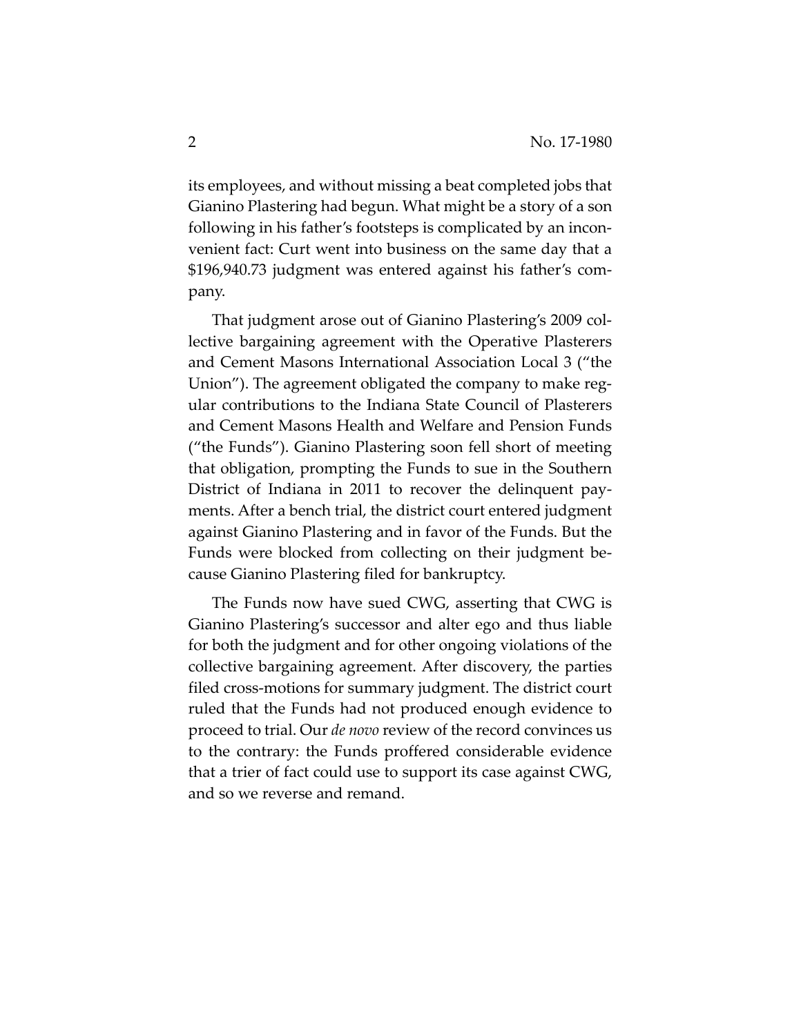its employees, and without missing a beat completed jobs that Gianino Plastering had begun. What might be a story of a son following in his father's footsteps is complicated by an inconvenient fact: Curt went into business on the same day that a $196,940.73 judgment was entered against his father's company.

That judgment arose out of Gianino Plastering's 2009 collective bargaining agreement with the Operative Plasterers and Cement Masons International Association Local 3 ("the Union"). The agreement obligated the company to make regular contributions to the Indiana State Council of Plasterers and Cement Masons Health and Welfare and Pension Funds ("the Funds"). Gianino Plastering soon fell short of meeting that obligation, prompting the Funds to sue in the Southern District of Indiana in 2011 to recover the delinquent payments. After a bench trial, the district court entered judgment against Gianino Plastering and in favor of the Funds. But the Funds were blocked from collecting on their judgment because Gianino Plastering filed for bankruptcy.

The Funds now have sued CWG, asserting that CWG is Gianino Plastering's successor and alter ego and thus liable for both the judgment and for other ongoing violations of the collective bargaining agreement. After discovery, the parties filed cross-motions for summary judgment. The district court ruled that the Funds had not produced enough evidence to proceed to trial. Our *de novo* review of the record convinces us to the contrary: the Funds proffered considerable evidence that a trier of fact could use to support its case against CWG, and so we reverse and remand.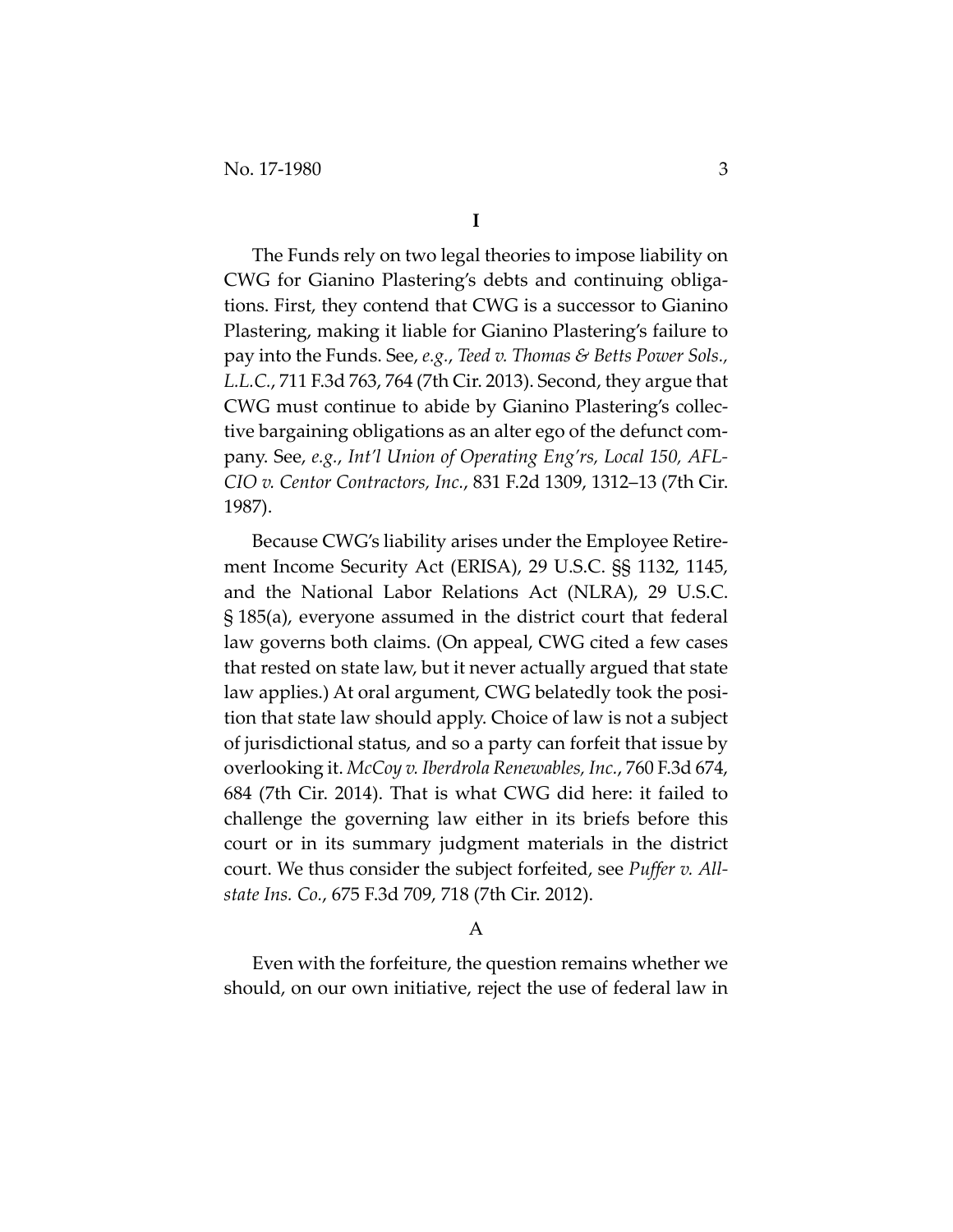# I

The Funds rely on two legal theories to impose liability on CWG for Gianino Plastering's debts and continuing obligations. First, they contend that CWG is a successor to Gianino Plastering, making it liable for Gianino Plastering's failure to pay into the Funds. See, *e.g.*, *Teed v. Thomas & Betts Power Sols., L.L.C.*, 711 F.3d 763, 764 (7th Cir. 2013). Second, they argue that CWG must continue to abide by Gianino Plastering's collective bargaining obligations as an alter ego of the defunct company. See, *e.g.*, *Int'l Union of Operating Eng'rs, Local 150, AFL-CIO v. Centor Contractors, Inc.*, 831 F.2d 1309, 1312–13 (7th Cir. 1987).

Because CWG's liability arises under the Employee Retirement Income Security Act (ERISA), 29 U.S.C. §§ 1132, 1145, and the National Labor Relations Act (NLRA), 29 U.S.C. § 185(a), everyone assumed in the district court that federal law governs both claims. (On appeal, CWG cited a few cases that rested on state law, but it never actually argued that state law applies.) At oral argument, CWG belatedly took the position that state law should apply. Choice of law is not a subject of jurisdictional status, and so a party can forfeit that issue by overlooking it. *McCoy v. Iberdrola Renewables, Inc.*, 760 F.3d 674, 684 (7th Cir. 2014). That is what CWG did here: it failed to challenge the governing law either in its briefs before this court or in its summary judgment materials in the district court. We thus consider the subject forfeited, see *Puffer v. Allstate Ins. Co.*, 675 F.3d 709, 718 (7th Cir. 2012).

## A

Even with the forfeiture, the question remains whether we should, on our own initiative, reject the use of federal law in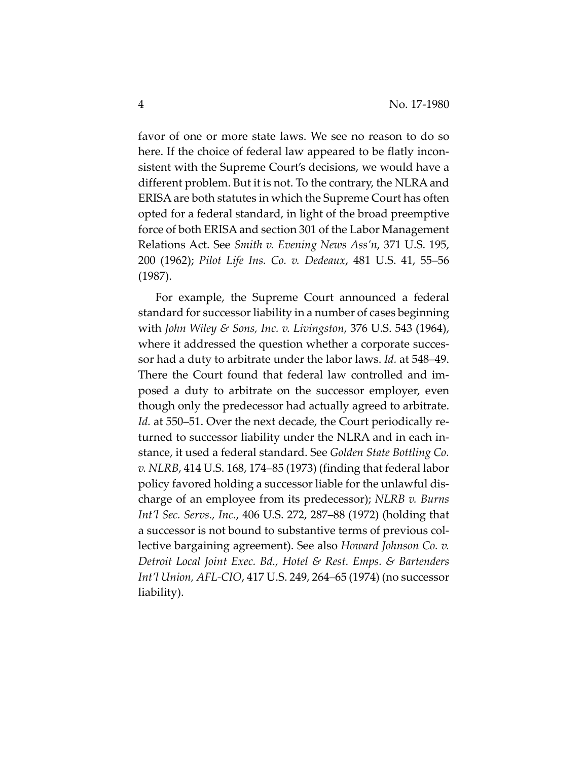favor of one or more state laws. We see no reason to do so here. If the choice of federal law appeared to be flatly inconsistent with the Supreme Court's decisions, we would have a different problem. But it is not. To the contrary, the NLRA and ERISA are both statutes in which the Supreme Court has often opted for a federal standard, in light of the broad preemptive force of both ERISA and section 301 of the Labor Management Relations Act. See *Smith v. Evening News Ass'n*, 371 U.S. 195, 200 (1962); *Pilot Life Ins. Co. v. Dedeaux*, 481 U.S. 41, 55–56 (1987).

For example, the Supreme Court announced a federal standard for successor liability in a number of cases beginning with *John Wiley & Sons, Inc. v. Livingston*, 376 U.S. 543 (1964), where it addressed the question whether a corporate successor had a duty to arbitrate under the labor laws. *Id.* at 548–49. There the Court found that federal law controlled and imposed a duty to arbitrate on the successor employer, even though only the predecessor had actually agreed to arbitrate. *Id.* at 550–51. Over the next decade, the Court periodically returned to successor liability under the NLRA and in each instance, it used a federal standard. See *Golden State Bottling Co. v. NLRB*, 414 U.S. 168, 174–85 (1973) (finding that federal labor policy favored holding a successor liable for the unlawful discharge of an employee from its predecessor); *NLRB v. Burns Int'l Sec. Servs., Inc.*, 406 U.S. 272, 287–88 (1972) (holding that a successor is not bound to substantive terms of previous collective bargaining agreement). See also *Howard Johnson Co. v. Detroit Local Joint Exec. Bd., Hotel & Rest. Emps. & Bartenders Int'l Union, AFL-CIO*, 417 U.S. 249, 264–65 (1974) (no successor liability).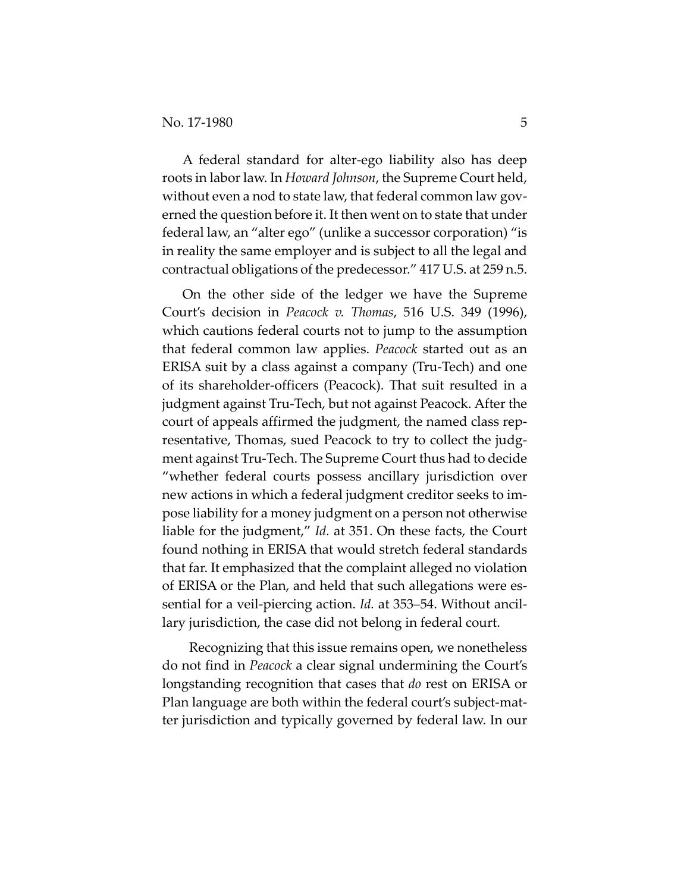A federal standard for alter-ego liability also has deep roots in labor law. In *Howard Johnson*, the Supreme Court held, without even a nod to state law, that federal common law governed the question before it. It then went on to state that under federal law, an "alter ego" (unlike a successor corporation) "is in reality the same employer and is subject to all the legal and contractual obligations of the predecessor." 417 U.S. at 259 n.5.

On the other side of the ledger we have the Supreme Court's decision in *Peacock v. Thomas*, 516 U.S. 349 (1996), which cautions federal courts not to jump to the assumption that federal common law applies. *Peacock* started out as an ERISA suit by a class against a company (Tru-Tech) and one of its shareholder-officers (Peacock). That suit resulted in a judgment against Tru-Tech, but not against Peacock. After the court of appeals affirmed the judgment, the named class representative, Thomas, sued Peacock to try to collect the judgment against Tru-Tech. The Supreme Court thus had to decide "whether federal courts possess ancillary jurisdiction over new actions in which a federal judgment creditor seeks to impose liability for a money judgment on a person not otherwise liable for the judgment," *Id.* at 351. On these facts, the Court found nothing in ERISA that would stretch federal standards that far. It emphasized that the complaint alleged no violation of ERISA or the Plan, and held that such allegations were essential for a veil-piercing action. *Id.* at 353–54. Without ancillary jurisdiction, the case did not belong in federal court.

Recognizing that this issue remains open, we nonetheless do not find in *Peacock* a clear signal undermining the Court's longstanding recognition that cases that *do* rest on ERISA or Plan language are both within the federal court's subject-matter jurisdiction and typically governed by federal law. In our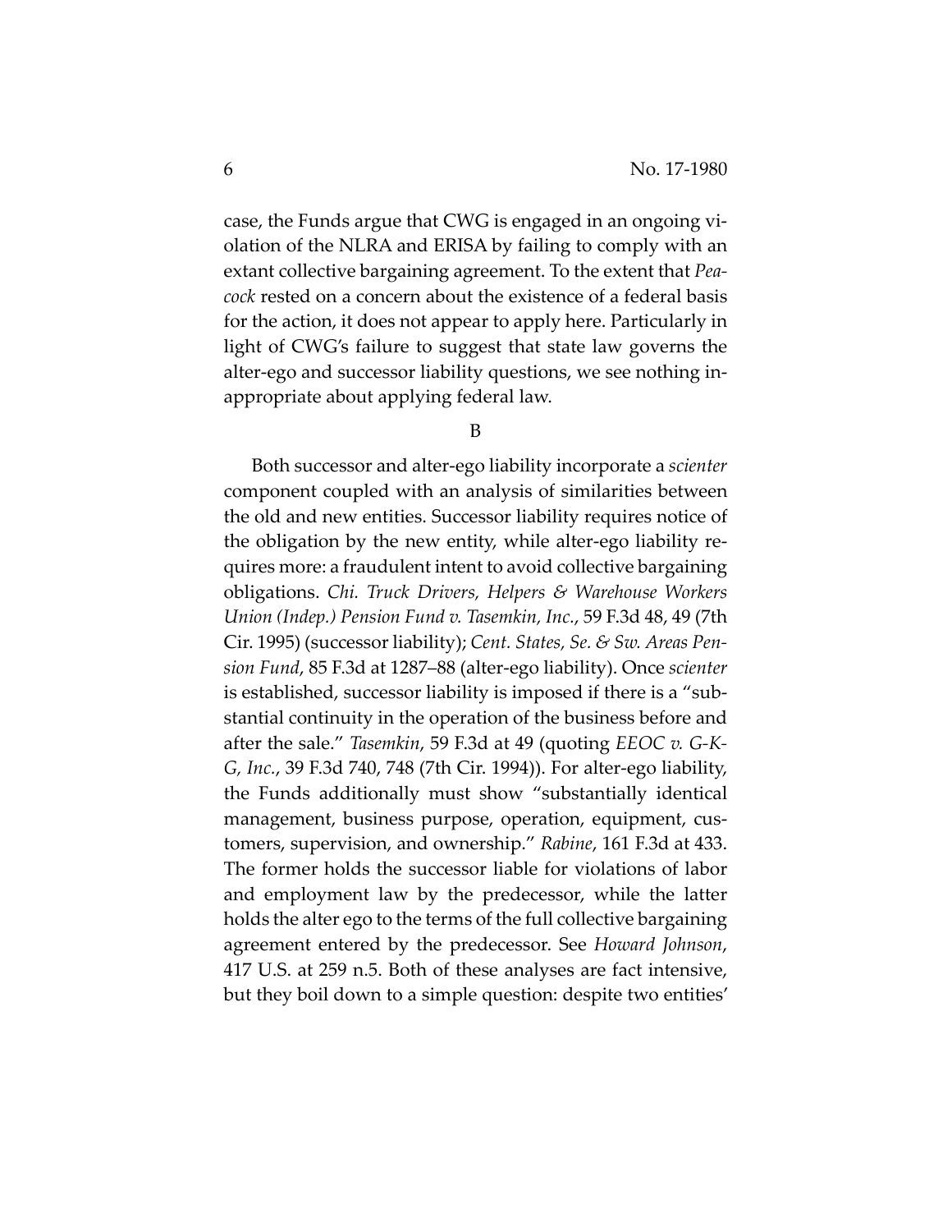case, the Funds argue that CWG is engaged in an ongoing violation of the NLRA and ERISA by failing to comply with an extant collective bargaining agreement. To the extent that *Peacock* rested on a concern about the existence of a federal basis for the action, it does not appear to apply here. Particularly in light of CWG's failure to suggest that state law governs the alter-ego and successor liability questions, we see nothing inappropriate about applying federal law.

B

Both successor and alter-ego liability incorporate a *scienter* component coupled with an analysis of similarities between the old and new entities. Successor liability requires notice of the obligation by the new entity, while alter-ego liability requires more: a fraudulent intent to avoid collective bargaining obligations. *Chi. Truck Drivers, Helpers & Warehouse Workers Union (Indep.) Pension Fund v. Tasemkin, Inc.*, 59 F.3d 48, 49 (7th Cir. 1995) (successor liability); *Cent. States, Se. & Sw. Areas Pension Fund*, 85 F.3d at 1287–88 (alter-ego liability). Once *scienter* is established, successor liability is imposed if there is a "substantial continuity in the operation of the business before and after the sale." *Tasemkin*, 59 F.3d at 49 (quoting *EEOC v. G-K-G, Inc.*, 39 F.3d 740, 748 (7th Cir. 1994)). For alter-ego liability, the Funds additionally must show "substantially identical management, business purpose, operation, equipment, customers, supervision, and ownership." *Rabine*, 161 F.3d at 433. The former holds the successor liable for violations of labor and employment law by the predecessor, while the latter holds the alter ego to the terms of the full collective bargaining agreement entered by the predecessor. See *Howard Johnson*, 417 U.S. at 259 n.5. Both of these analyses are fact intensive, but they boil down to a simple question: despite two entities'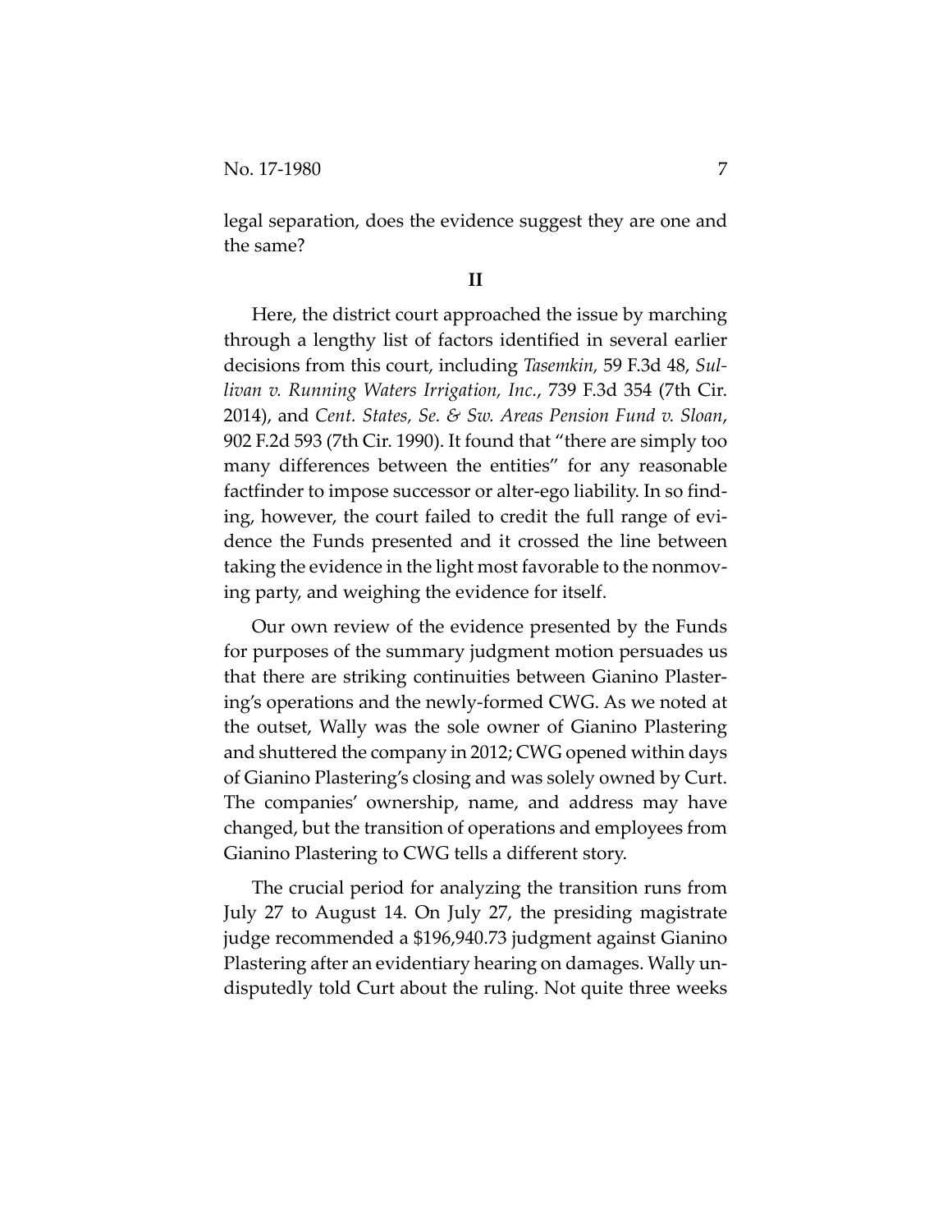legal separation, does the evidence suggest they are one and the same?

## II

Here, the district court approached the issue by marching through a lengthy list of factors identified in several earlier decisions from this court, including *Tasemkin,* 59 F.3d 48, *Sullivan v. Running Waters Irrigation, Inc.*, 739 F.3d 354 (7th Cir. 2014), and *Cent. States, Se. & Sw. Areas Pension Fund v. Sloan*, 902 F.2d 593 (7th Cir. 1990). It found that "there are simply too many differences between the entities" for any reasonable factfinder to impose successor or alter-ego liability. In so finding, however, the court failed to credit the full range of evidence the Funds presented and it crossed the line between taking the evidence in the light most favorable to the nonmoving party, and weighing the evidence for itself.

Our own review of the evidence presented by the Funds for purposes of the summary judgment motion persuades us that there are striking continuities between Gianino Plastering's operations and the newly-formed CWG. As we noted at the outset, Wally was the sole owner of Gianino Plastering and shuttered the company in 2012; CWG opened within days of Gianino Plastering's closing and was solely owned by Curt. The companies' ownership, name, and address may have changed, but the transition of operations and employees from Gianino Plastering to CWG tells a different story.

The crucial period for analyzing the transition runs from July 27 to August 14. On July 27, the presiding magistrate judge recommended a $196,940.73 judgment against Gianino Plastering after an evidentiary hearing on damages. Wally undisputedly told Curt about the ruling. Not quite three weeks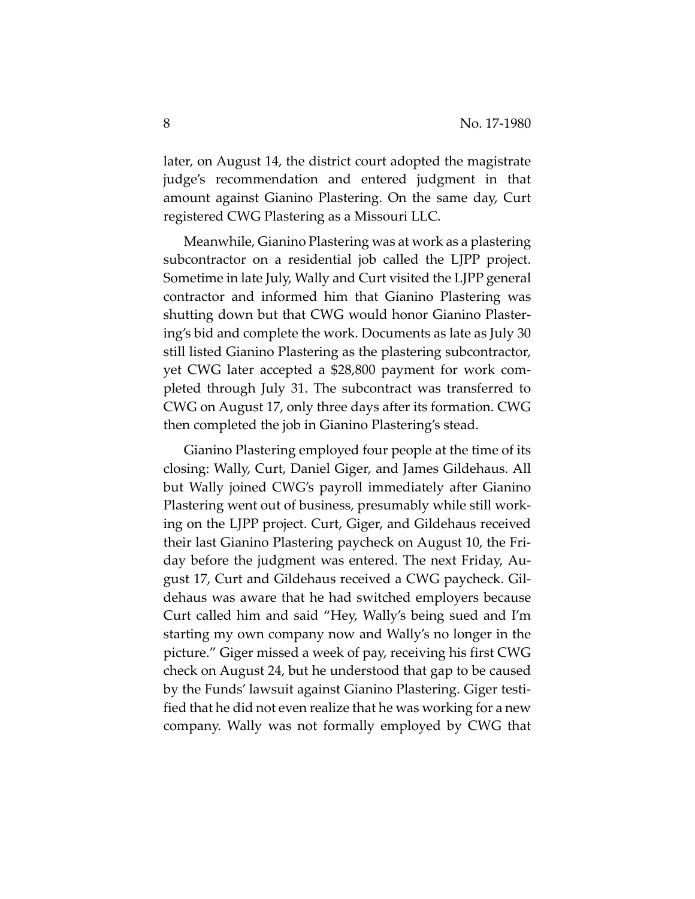later, on August 14, the district court adopted the magistrate judge's recommendation and entered judgment in that amount against Gianino Plastering. On the same day, Curt registered CWG Plastering as a Missouri LLC.

Meanwhile, Gianino Plastering was at work as a plastering subcontractor on a residential job called the LJPP project. Sometime in late July, Wally and Curt visited the LJPP general contractor and informed him that Gianino Plastering was shutting down but that CWG would honor Gianino Plastering's bid and complete the work. Documents as late as July 30 still listed Gianino Plastering as the plastering subcontractor, yet CWG later accepted a $28,800 payment for work completed through July 31. The subcontract was transferred to CWG on August 17, only three days after its formation. CWG then completed the job in Gianino Plastering's stead.

Gianino Plastering employed four people at the time of its closing: Wally, Curt, Daniel Giger, and James Gildehaus. All but Wally joined CWG's payroll immediately after Gianino Plastering went out of business, presumably while still working on the LJPP project. Curt, Giger, and Gildehaus received their last Gianino Plastering paycheck on August 10, the Friday before the judgment was entered. The next Friday, August 17, Curt and Gildehaus received a CWG paycheck. Gildehaus was aware that he had switched employers because Curt called him and said "Hey, Wally's being sued and I'm starting my own company now and Wally's no longer in the picture." Giger missed a week of pay, receiving his first CWG check on August 24, but he understood that gap to be caused by the Funds' lawsuit against Gianino Plastering. Giger testified that he did not even realize that he was working for a new company. Wally was not formally employed by CWG that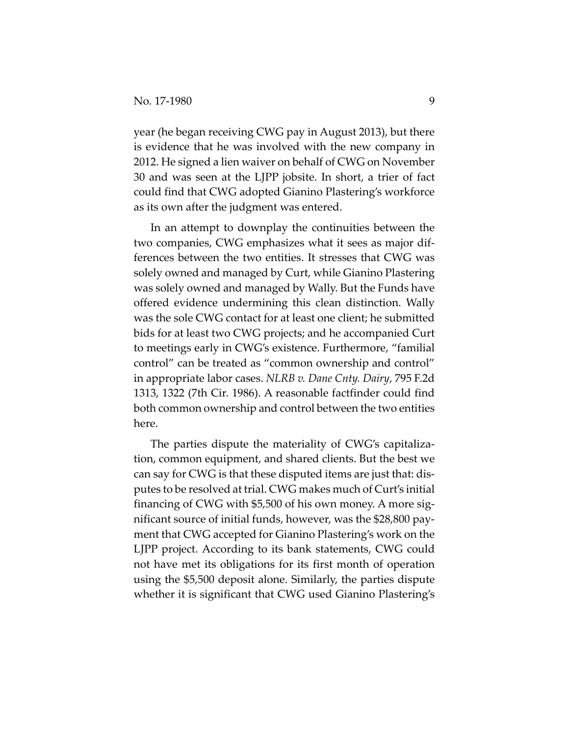year (he began receiving CWG pay in August 2013), but there is evidence that he was involved with the new company in 2012. He signed a lien waiver on behalf of CWG on November 30 and was seen at the LJPP jobsite. In short, a trier of fact could find that CWG adopted Gianino Plastering's workforce as its own after the judgment was entered.

In an attempt to downplay the continuities between the two companies, CWG emphasizes what it sees as major differences between the two entities. It stresses that CWG was solely owned and managed by Curt, while Gianino Plastering was solely owned and managed by Wally. But the Funds have offered evidence undermining this clean distinction. Wally was the sole CWG contact for at least one client; he submitted bids for at least two CWG projects; and he accompanied Curt to meetings early in CWG's existence. Furthermore, "familial control" can be treated as "common ownership and control" in appropriate labor cases. *NLRB v. Dane Cnty. Dairy*, 795 F.2d 1313, 1322 (7th Cir. 1986). A reasonable factfinder could find both common ownership and control between the two entities here.

The parties dispute the materiality of CWG's capitalization, common equipment, and shared clients. But the best we can say for CWG is that these disputed items are just that: disputes to be resolved at trial. CWG makes much of Curt's initial financing of CWG with $5,500 of his own money. A more significant source of initial funds, however, was the $28,800 payment that CWG accepted for Gianino Plastering's work on the LJPP project. According to its bank statements, CWG could not have met its obligations for its first month of operation using the $5,500 deposit alone. Similarly, the parties dispute whether it is significant that CWG used Gianino Plastering's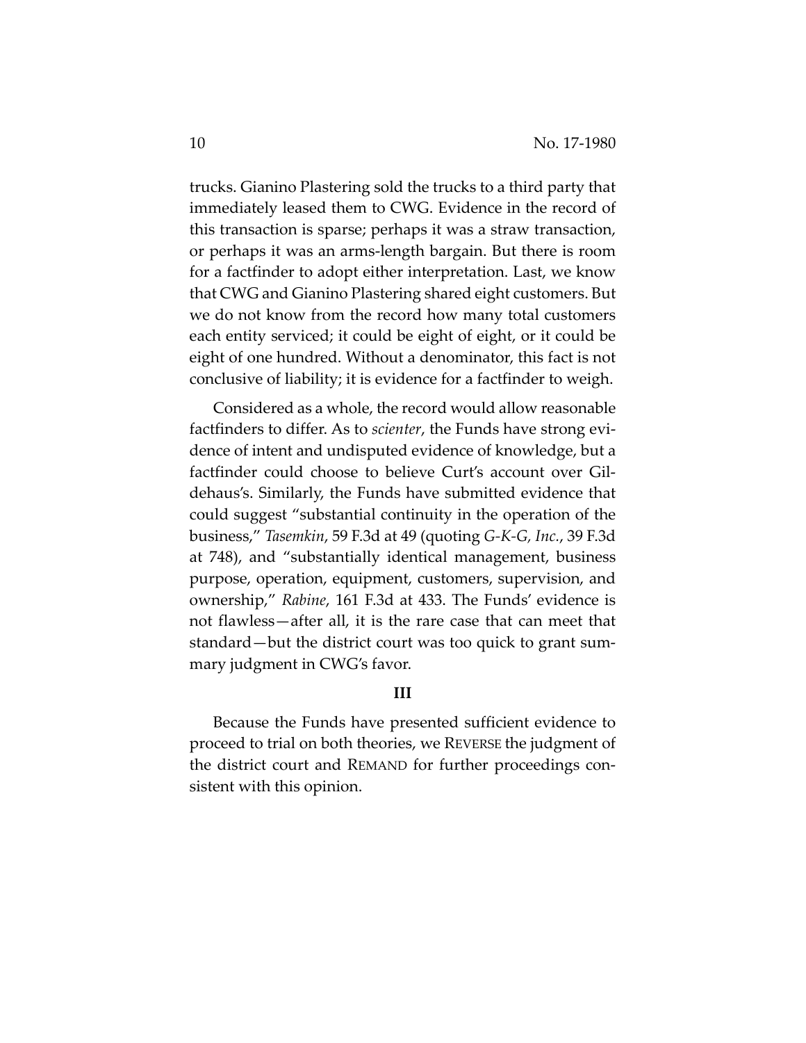trucks. Gianino Plastering sold the trucks to a third party that immediately leased them to CWG. Evidence in the record of this transaction is sparse; perhaps it was a straw transaction, or perhaps it was an arms-length bargain. But there is room for a factfinder to adopt either interpretation. Last, we know that CWG and Gianino Plastering shared eight customers. But we do not know from the record how many total customers each entity serviced; it could be eight of eight, or it could be eight of one hundred. Without a denominator, this fact is not conclusive of liability; it is evidence for a factfinder to weigh.

Considered as a whole, the record would allow reasonable factfinders to differ. As to *scienter*, the Funds have strong evidence of intent and undisputed evidence of knowledge, but a factfinder could choose to believe Curt's account over Gildehaus's. Similarly, the Funds have submitted evidence that could suggest "substantial continuity in the operation of the business," *Tasemkin*, 59 F.3d at 49 (quoting *G-K-G, Inc.*, 39 F.3d at 748), and "substantially identical management, business purpose, operation, equipment, customers, supervision, and ownership," *Rabine*, 161 F.3d at 433. The Funds' evidence is not flawless—after all, it is the rare case that can meet that standard—but the district court was too quick to grant summary judgment in CWG's favor.

### III

Because the Funds have presented sufficient evidence to proceed to trial on both theories, we REVERSE the judgment of the district court and REMAND for further proceedings consistent with this opinion.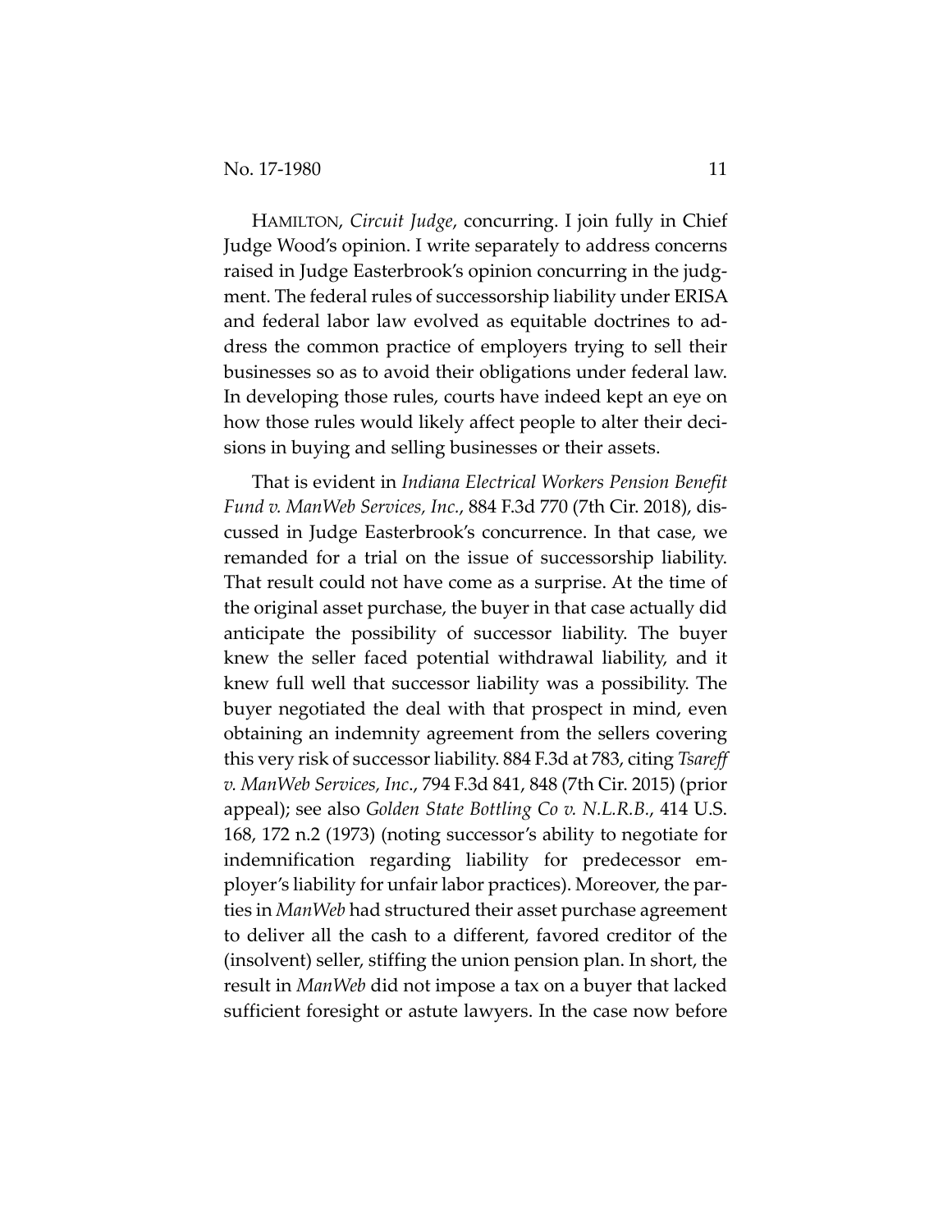HAMILTON, *Circuit Judge*, concurring. I join fully in Chief Judge Wood's opinion. I write separately to address concerns raised in Judge Easterbrook's opinion concurring in the judgment. The federal rules of successorship liability under ERISA and federal labor law evolved as equitable doctrines to address the common practice of employers trying to sell their businesses so as to avoid their obligations under federal law. In developing those rules, courts have indeed kept an eye on how those rules would likely affect people to alter their decisions in buying and selling businesses or their assets.

That is evident in *Indiana Electrical Workers Pension Benefit Fund v. ManWeb Services, Inc.*, 884 F.3d 770 (7th Cir. 2018), discussed in Judge Easterbrook's concurrence. In that case, we remanded for a trial on the issue of successorship liability. That result could not have come as a surprise. At the time of the original asset purchase, the buyer in that case actually did anticipate the possibility of successor liability. The buyer knew the seller faced potential withdrawal liability, and it knew full well that successor liability was a possibility. The buyer negotiated the deal with that prospect in mind, even obtaining an indemnity agreement from the sellers covering this very risk of successor liability. 884 F.3d at 783, citing *Tsareff v. ManWeb Services, Inc*., 794 F.3d 841, 848 (7th Cir. 2015) (prior appeal); see also *Golden State Bottling Co v. N.L.R.B.*, 414 U.S. 168, 172 n.2 (1973) (noting successor's ability to negotiate for indemnification regarding liability for predecessor employer's liability for unfair labor practices). Moreover, the parties in *ManWeb* had structured their asset purchase agreement to deliver all the cash to a different, favored creditor of the (insolvent) seller, stiffing the union pension plan. In short, the result in *ManWeb* did not impose a tax on a buyer that lacked sufficient foresight or astute lawyers. In the case now before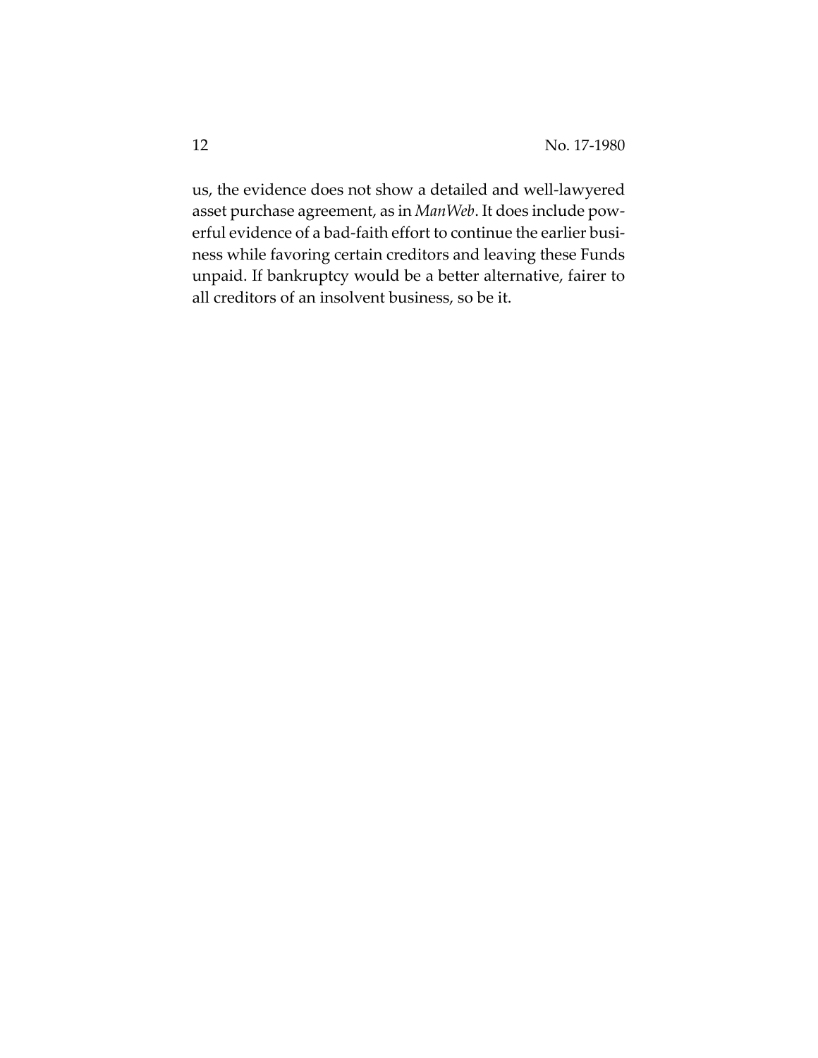us, the evidence does not show a detailed and well-lawyered asset purchase agreement, as in *ManWeb*. It does include powerful evidence of a bad-faith effort to continue the earlier business while favoring certain creditors and leaving these Funds unpaid. If bankruptcy would be a better alternative, fairer to all creditors of an insolvent business, so be it.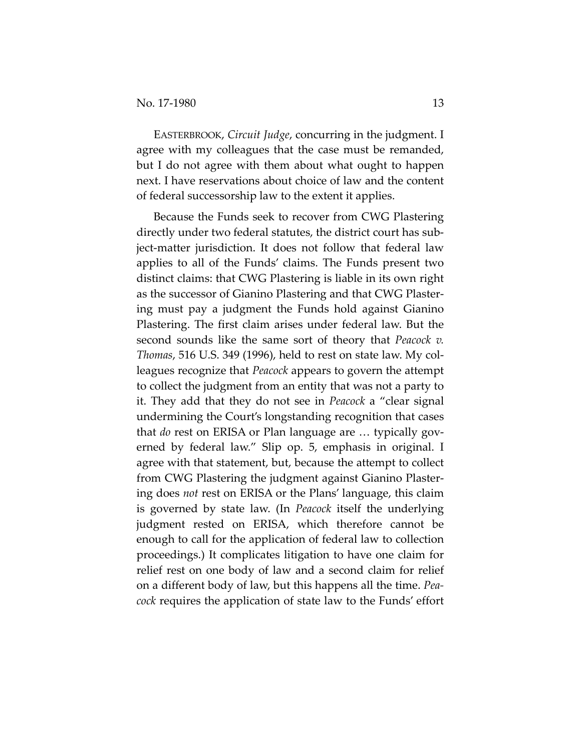EASTERBROOK, *Circuit Judge*, concurring in the judgment. I agree with my colleagues that the case must be remanded, but I do not agree with them about what ought to happen next. I have reservations about choice of law and the content of federal successorship law to the extent it applies.

Because the Funds seek to recover from CWG Plastering directly under two federal statutes, the district court has subject-matter jurisdiction. It does not follow that federal law applies to all of the Funds' claims. The Funds present two distinct claims: that CWG Plastering is liable in its own right as the successor of Gianino Plastering and that CWG Plastering must pay a judgment the Funds hold against Gianino Plastering. The first claim arises under federal law. But the second sounds like the same sort of theory that *Peacock v. Thomas*, 516 U.S. 349 (1996), held to rest on state law. My colleagues recognize that *Peacock* appears to govern the attempt to collect the judgment from an entity that was not a party to it. They add that they do not see in *Peacock* a "clear signal undermining the Court's longstanding recognition that cases that *do* rest on ERISA or Plan language are … typically governed by federal law." Slip op. 5, emphasis in original. I agree with that statement, but, because the attempt to collect from CWG Plastering the judgment against Gianino Plastering does *not* rest on ERISA or the Plans' language, this claim is governed by state law. (In *Peacock* itself the underlying judgment rested on ERISA, which therefore cannot be enough to call for the application of federal law to collection proceedings.) It complicates litigation to have one claim for relief rest on one body of law and a second claim for relief on a different body of law, but this happens all the time. *Peacock* requires the application of state law to the Funds' effort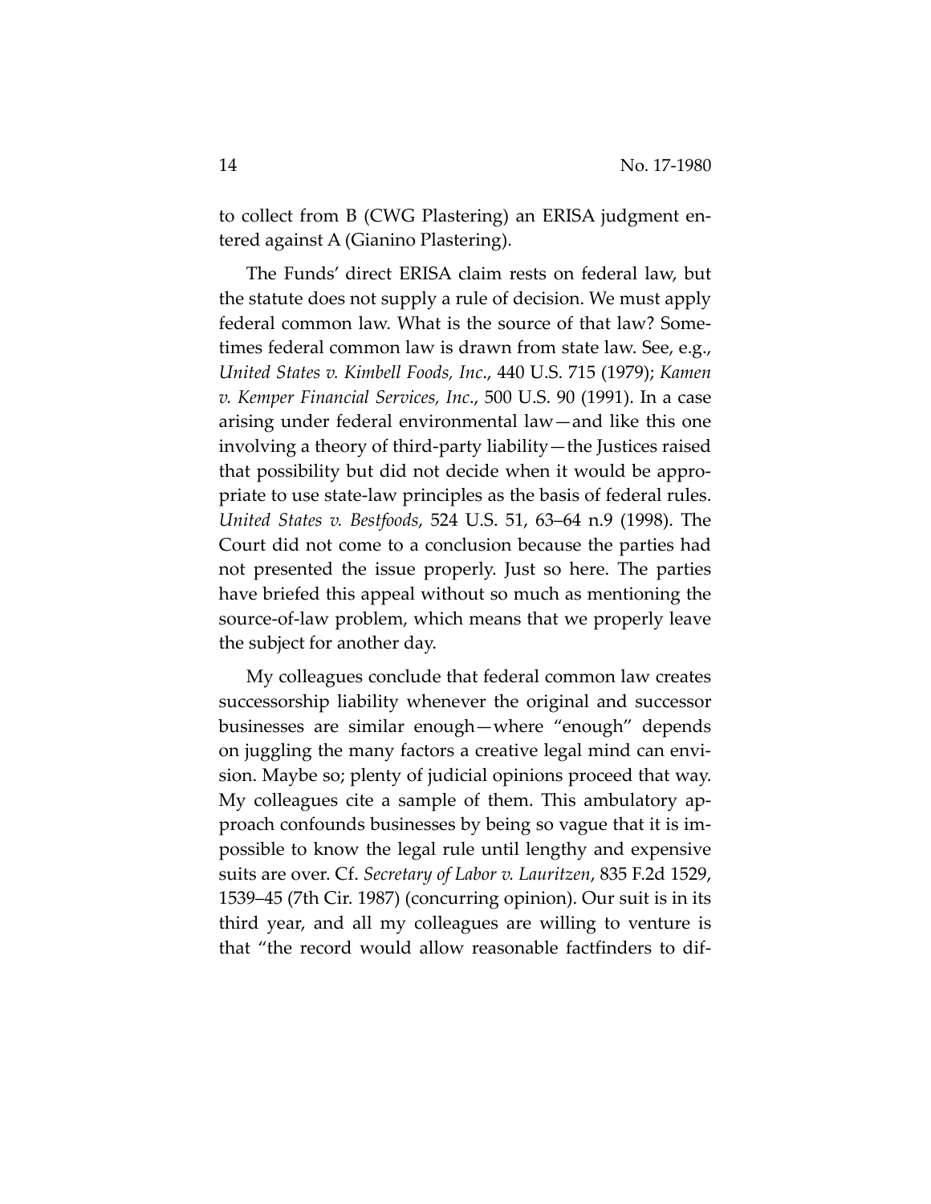to collect from B (CWG Plastering) an ERISA judgment entered against A (Gianino Plastering).

The Funds' direct ERISA claim rests on federal law, but the statute does not supply a rule of decision. We must apply federal common law. What is the source of that law? Sometimes federal common law is drawn from state law. See, e.g., *United States v. Kimbell Foods, Inc.*, 440 U.S. 715 (1979); *Kamen v. Kemper Financial Services, Inc.*, 500 U.S. 90 (1991). In a case arising under federal environmental law—and like this one involving a theory of third-party liability—the Justices raised that possibility but did not decide when it would be appropriate to use state-law principles as the basis of federal rules. *United States v. Bestfoods*, 524 U.S. 51, 63–64 n.9 (1998). The Court did not come to a conclusion because the parties had not presented the issue properly. Just so here. The parties have briefed this appeal without so much as mentioning the source-of-law problem, which means that we properly leave the subject for another day.

My colleagues conclude that federal common law creates successorship liability whenever the original and successor businesses are similar enough—where "enough" depends on juggling the many factors a creative legal mind can envision. Maybe so; plenty of judicial opinions proceed that way. My colleagues cite a sample of them. This ambulatory approach confounds businesses by being so vague that it is impossible to know the legal rule until lengthy and expensive suits are over. Cf. *Secretary of Labor v. Lauritzen*, 835 F.2d 1529, 1539–45 (7th Cir. 1987) (concurring opinion). Our suit is in its third year, and all my colleagues are willing to venture is that "the record would allow reasonable factfinders to dif-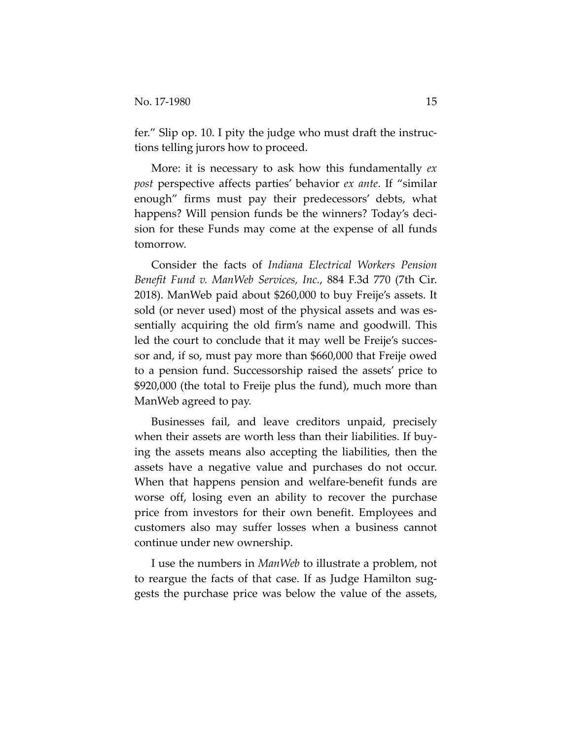fer." Slip op. 10. I pity the judge who must draft the instructions telling jurors how to proceed.

More: it is necessary to ask how this fundamentally *ex post* perspective affects parties' behavior *ex ante*. If "similar enough" firms must pay their predecessors' debts, what happens? Will pension funds be the winners? Today's decision for these Funds may come at the expense of all funds tomorrow.

Consider the facts of *Indiana Electrical Workers Pension Benefit Fund v. ManWeb Services, Inc.*, 884 F.3d 770 (7th Cir. 2018). ManWeb paid about $260,000 to buy Freije's assets. It sold (or never used) most of the physical assets and was essentially acquiring the old firm's name and goodwill. This led the court to conclude that it may well be Freije's successor and, if so, must pay more than $660,000 that Freije owed to a pension fund. Successorship raised the assets' price to $920,000 (the total to Freije plus the fund), much more than ManWeb agreed to pay.

Businesses fail, and leave creditors unpaid, precisely when their assets are worth less than their liabilities. If buying the assets means also accepting the liabilities, then the assets have a negative value and purchases do not occur. When that happens pension and welfare-benefit funds are worse off, losing even an ability to recover the purchase price from investors for their own benefit. Employees and customers also may suffer losses when a business cannot continue under new ownership.

I use the numbers in *ManWeb* to illustrate a problem, not to reargue the facts of that case. If as Judge Hamilton suggests the purchase price was below the value of the assets,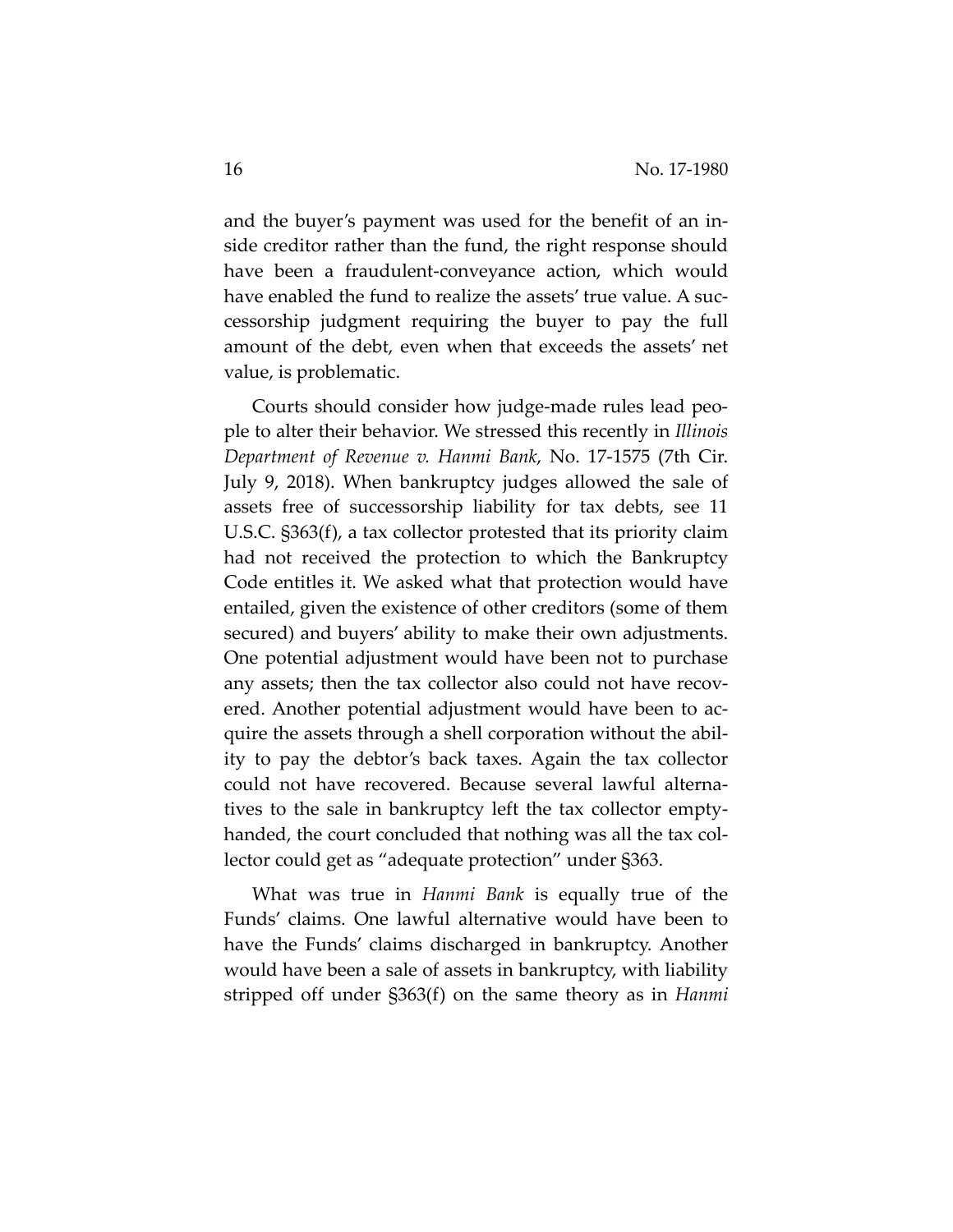and the buyer's payment was used for the benefit of an inside creditor rather than the fund, the right response should have been a fraudulent-conveyance action, which would have enabled the fund to realize the assets' true value. A successorship judgment requiring the buyer to pay the full amount of the debt, even when that exceeds the assets' net value, is problematic.

Courts should consider how judge-made rules lead people to alter their behavior. We stressed this recently in *Illinois Department of Revenue v. Hanmi Bank*, No. 17-1575 (7th Cir. July 9, 2018). When bankruptcy judges allowed the sale of assets free of successorship liability for tax debts, see 11 U.S.C. §363(f), a tax collector protested that its priority claim had not received the protection to which the Bankruptcy Code entitles it. We asked what that protection would have entailed, given the existence of other creditors (some of them secured) and buyers' ability to make their own adjustments. One potential adjustment would have been not to purchase any assets; then the tax collector also could not have recovered. Another potential adjustment would have been to acquire the assets through a shell corporation without the ability to pay the debtor's back taxes. Again the tax collector could not have recovered. Because several lawful alternatives to the sale in bankruptcy left the tax collector empty-handed, the court concluded that nothing was all the tax collector could get as "adequate protection" under §363.

What was true in *Hanmi Bank* is equally true of the Funds' claims. One lawful alternative would have been to have the Funds' claims discharged in bankruptcy. Another would have been a sale of assets in bankruptcy, with liability stripped off under §363(f) on the same theory as in *Hanmi*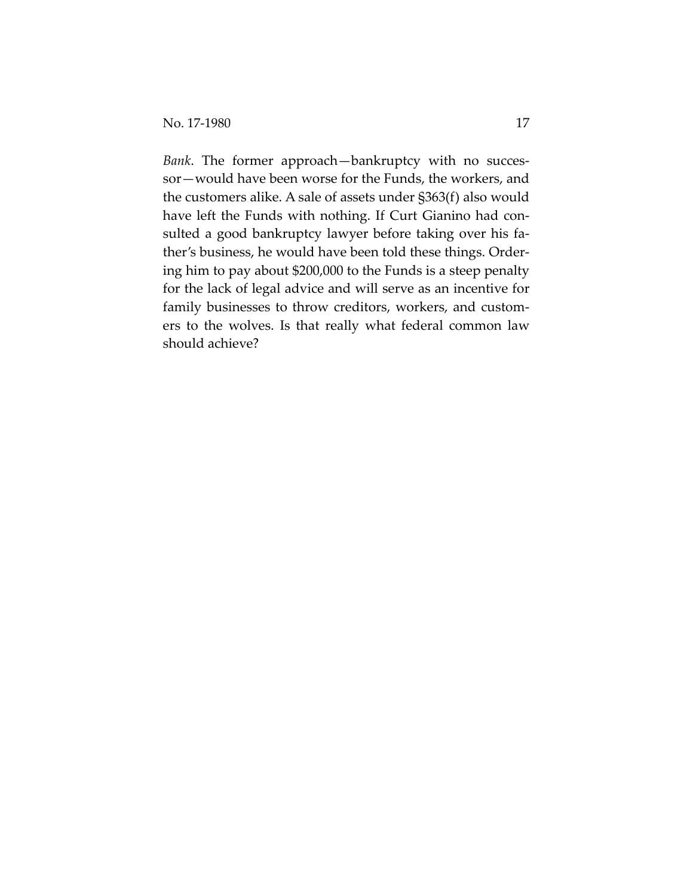*Bank*. The former approach—bankruptcy with no successor—would have been worse for the Funds, the workers, and the customers alike. A sale of assets under §363(f) also would have left the Funds with nothing. If Curt Gianino had consulted a good bankruptcy lawyer before taking over his father's business, he would have been told these things. Ordering him to pay about $200,000 to the Funds is a steep penalty for the lack of legal advice and will serve as an incentive for family businesses to throw creditors, workers, and customers to the wolves. Is that really what federal common law should achieve?